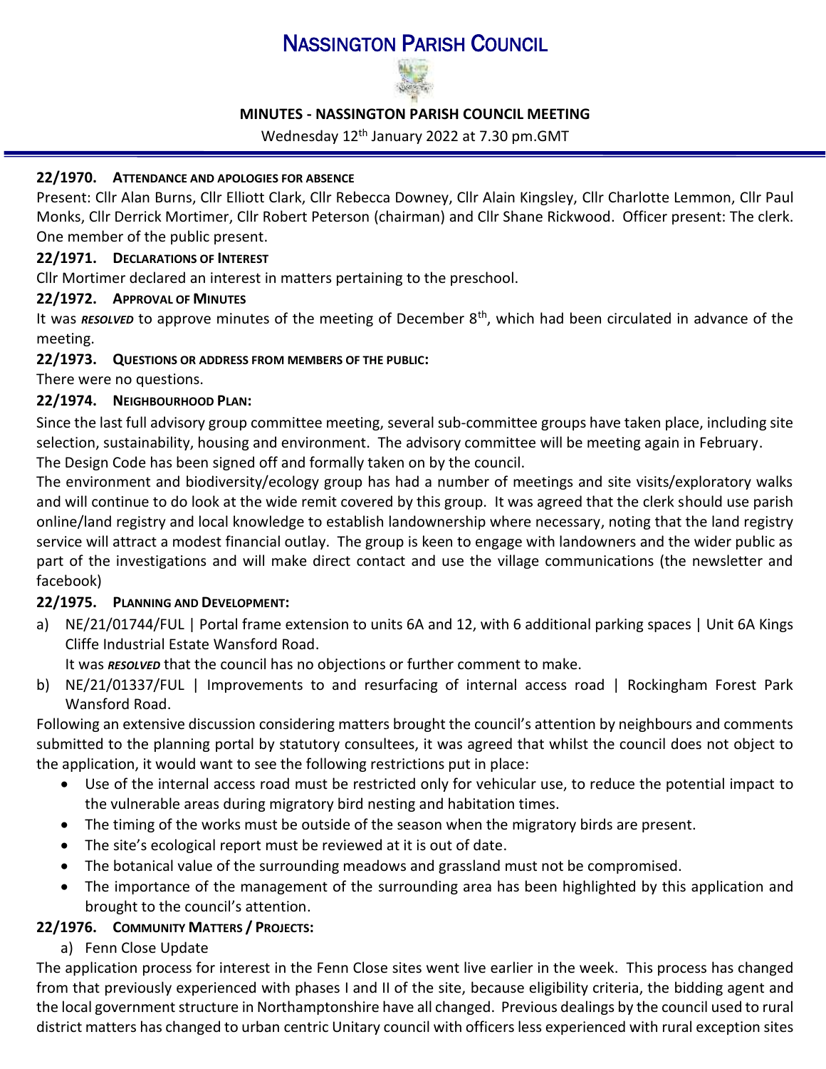# NASSINGTON PARISH COUNCIL

**MINUTES - NASSINGTON PARISH COUNCIL MEETING**

Wednesday 12th January 2022 at 7.30 pm.GMT

### 22/1970. ATTENDANCE AND APOLOGIES FOR ABSENCE

Present: Cllr Alan Burns, Cllr Elliott Clark, Cllr Rebecca Downey, Cllr Alain Kingsley, Cllr Charlotte Lemmon, Cllr Paul Monks, Cllr Derrick Mortimer, Cllr Robert Peterson (chairman) and Cllr Shane Rickwood. Officer present: The clerk. One member of the public present.

### 22/1971. DECLARATIONS OF INTEREST

Cllr Mortimer declared an interest in matters pertaining to the preschool.

### 22/1972. APPROVAL OF MINUTES

It was ***RESOLVED*** to approve minutes of the meeting of December 8th, which had been circulated in advance of the meeting.

### 22/1973. QUESTIONS OR ADDRESS FROM MEMBERS OF THE PUBLIC:

There were no questions.

### 22/1974. NEIGHBOURHOOD PLAN:

Since the last full advisory group committee meeting, several sub-committee groups have taken place, including site selection, sustainability, housing and environment. The advisory committee will be meeting again in February.

The Design Code has been signed off and formally taken on by the council.

The environment and biodiversity/ecology group has had a number of meetings and site visits/exploratory walks and will continue to do look at the wide remit covered by this group. It was agreed that the clerk should use parish online/land registry and local knowledge to establish landownership where necessary, noting that the land registry service will attract a modest financial outlay. The group is keen to engage with landowners and the wider public as part of the investigations and will make direct contact and use the village communications (the newsletter and facebook)

### 22/1975. PLANNING AND DEVELOPMENT:

a) NE/21/01744/FUL | Portal frame extension to units 6A and 12, with 6 additional parking spaces | Unit 6A Kings Cliffe Industrial Estate Wansford Road.

   It was ***RESOLVED*** that the council has no objections or further comment to make.

b) NE/21/01337/FUL | Improvements to and resurfacing of internal access road | Rockingham Forest Park Wansford Road.

Following an extensive discussion considering matters brought the council's attention by neighbours and comments submitted to the planning portal by statutory consultees, it was agreed that whilst the council does not object to the application, it would want to see the following restrictions put in place:

- Use of the internal access road must be restricted only for vehicular use, to reduce the potential impact to the vulnerable areas during migratory bird nesting and habitation times.
- The timing of the works must be outside of the season when the migratory birds are present.
- The site's ecological report must be reviewed at it is out of date.
- The botanical value of the surrounding meadows and grassland must not be compromised.
- The importance of the management of the surrounding area has been highlighted by this application and brought to the council's attention.

### 22/1976. COMMUNITY MATTERS / PROJECTS:

a) Fenn Close Update

The application process for interest in the Fenn Close sites went live earlier in the week. This process has changed from that previously experienced with phases I and II of the site, because eligibility criteria, the bidding agent and the local government structure in Northamptonshire have all changed. Previous dealings by the council used to rural district matters has changed to urban centric Unitary council with officers less experienced with rural exception sites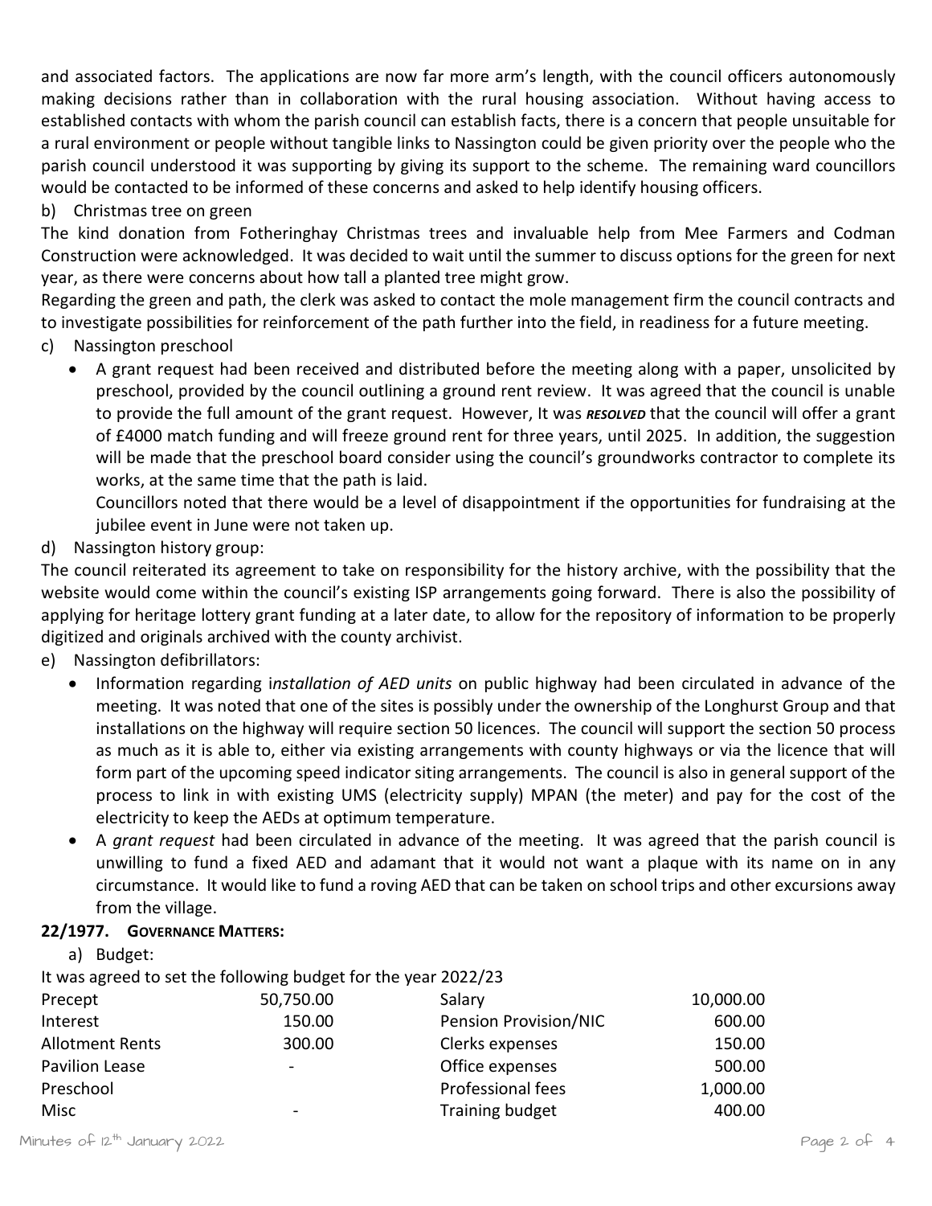and associated factors. The applications are now far more arm's length, with the council officers autonomously making decisions rather than in collaboration with the rural housing association. Without having access to established contacts with whom the parish council can establish facts, there is a concern that people unsuitable for a rural environment or people without tangible links to Nassington could be given priority over the people who the parish council understood it was supporting by giving its support to the scheme. The remaining ward councillors would be contacted to be informed of these concerns and asked to help identify housing officers.

b) Christmas tree on green

The kind donation from Fotheringhay Christmas trees and invaluable help from Mee Farmers and Codman Construction were acknowledged. It was decided to wait until the summer to discuss options for the green for next year, as there were concerns about how tall a planted tree might grow.

Regarding the green and path, the clerk was asked to contact the mole management firm the council contracts and to investigate possibilities for reinforcement of the path further into the field, in readiness for a future meeting.

c) Nassington preschool

- A grant request had been received and distributed before the meeting along with a paper, unsolicited by preschool, provided by the council outlining a ground rent review. It was agreed that the council is unable to provide the full amount of the grant request. However, It was ***RESOLVED*** that the council will offer a grant of £4000 match funding and will freeze ground rent for three years, until 2025. In addition, the suggestion will be made that the preschool board consider using the council's groundworks contractor to complete its works, at the same time that the path is laid.

  Councillors noted that there would be a level of disappointment if the opportunities for fundraising at the jubilee event in June were not taken up.

d) Nassington history group:

The council reiterated its agreement to take on responsibility for the history archive, with the possibility that the website would come within the council's existing ISP arrangements going forward. There is also the possibility of applying for heritage lottery grant funding at a later date, to allow for the repository of information to be properly digitized and originals archived with the county archivist.

e) Nassington defibrillators:

- Information regarding i*nstallation of AED units* on public highway had been circulated in advance of the meeting. It was noted that one of the sites is possibly under the ownership of the Longhurst Group and that installations on the highway will require section 50 licences. The council will support the section 50 process as much as it is able to, either via existing arrangements with county highways or via the licence that will form part of the upcoming speed indicator siting arrangements. The council is also in general support of the process to link in with existing UMS (electricity supply) MPAN (the meter) and pay for the cost of the electricity to keep the AEDs at optimum temperature.
- A *grant request* had been circulated in advance of the meeting. It was agreed that the parish council is unwilling to fund a fixed AED and adamant that it would not want a plaque with its name on in any circumstance. It would like to fund a roving AED that can be taken on school trips and other excursions away from the village.

**22/1977. GOVERNANCE MATTERS:**

a) Budget:

It was agreed to set the following budget for the year 2022/23

| | | | |
|---|---|---|---|
| Precept | 50,750.00 | Salary | 10,000.00 |
| Interest | 150.00 | Pension Provision/NIC | 600.00 |
| Allotment Rents | 300.00 | Clerks expenses | 150.00 |
| Pavilion Lease | - | Office expenses | 500.00 |
| Preschool | | Professional fees | 1,000.00 |
| Misc | - | Training budget | 400.00 |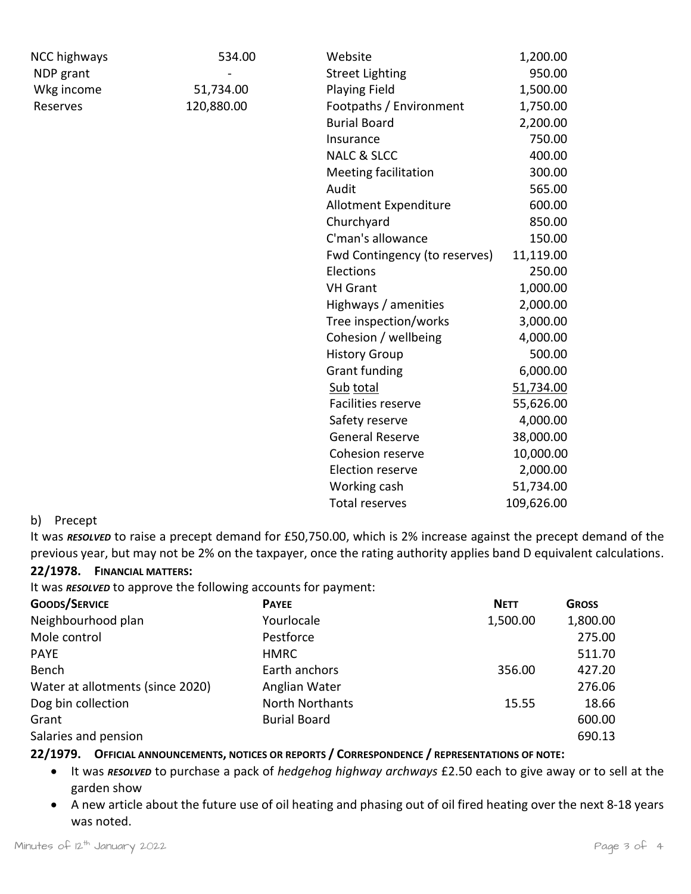| | | | |
|---|---|---|---|
| NCC highways | 534.00 | Website | 1,200.00 |
| NDP grant | - | Street Lighting | 950.00 |
| Wkg income | 51,734.00 | Playing Field | 1,500.00 |
| Reserves | 120,880.00 | Footpaths / Environment | 1,750.00 |
| | | Burial Board | 2,200.00 |
| | | Insurance | 750.00 |
| | | NALC & SLCC | 400.00 |
| | | Meeting facilitation | 300.00 |
| | | Audit | 565.00 |
| | | Allotment Expenditure | 600.00 |
| | | Churchyard | 850.00 |
| | | C'man's allowance | 150.00 |
| | | Fwd Contingency (to reserves) | 11,119.00 |
| | | Elections | 250.00 |
| | | VH Grant | 1,000.00 |
| | | Highways / amenities | 2,000.00 |
| | | Tree inspection/works | 3,000.00 |
| | | Cohesion / wellbeing | 4,000.00 |
| | | History Group | 500.00 |
| | | Grant funding | 6,000.00 |
| | | Sub total | 51,734.00 |
| | | Facilities reserve | 55,626.00 |
| | | Safety reserve | 4,000.00 |
| | | General Reserve | 38,000.00 |
| | | Cohesion reserve | 10,000.00 |
| | | Election reserve | 2,000.00 |
| | | Working cash | 51,734.00 |
| | | Total reserves | 109,626.00 |

b) Precept

It was ***RESOLVED*** to raise a precept demand for £50,750.00, which is 2% increase against the precept demand of the previous year, but may not be 2% on the taxpayer, once the rating authority applies band D equivalent calculations.

**22/1978. FINANCIAL MATTERS:**

It was ***RESOLVED*** to approve the following accounts for payment:

| GOODS/SERVICE | PAYEE | NETT | GROSS |
|---|---|---|---|
| Neighbourhood plan | Yourlocale | 1,500.00 | 1,800.00 |
| Mole control | Pestforce | | 275.00 |
| PAYE | HMRC | | 511.70 |
| Bench | Earth anchors | 356.00 | 427.20 |
| Water at allotments (since 2020) | Anglian Water | | 276.06 |
| Dog bin collection | North Northants | 15.55 | 18.66 |
| Grant | Burial Board | | 600.00 |
| Salaries and pension | | | 690.13 |

**22/1979. OFFICIAL ANNOUNCEMENTS, NOTICES OR REPORTS / CORRESPONDENCE / REPRESENTATIONS OF NOTE:**

- It was ***RESOLVED*** to purchase a pack of *hedgehog highway archways* £2.50 each to give away or to sell at the garden show
- A new article about the future use of oil heating and phasing out of oil fired heating over the next 8-18 years was noted.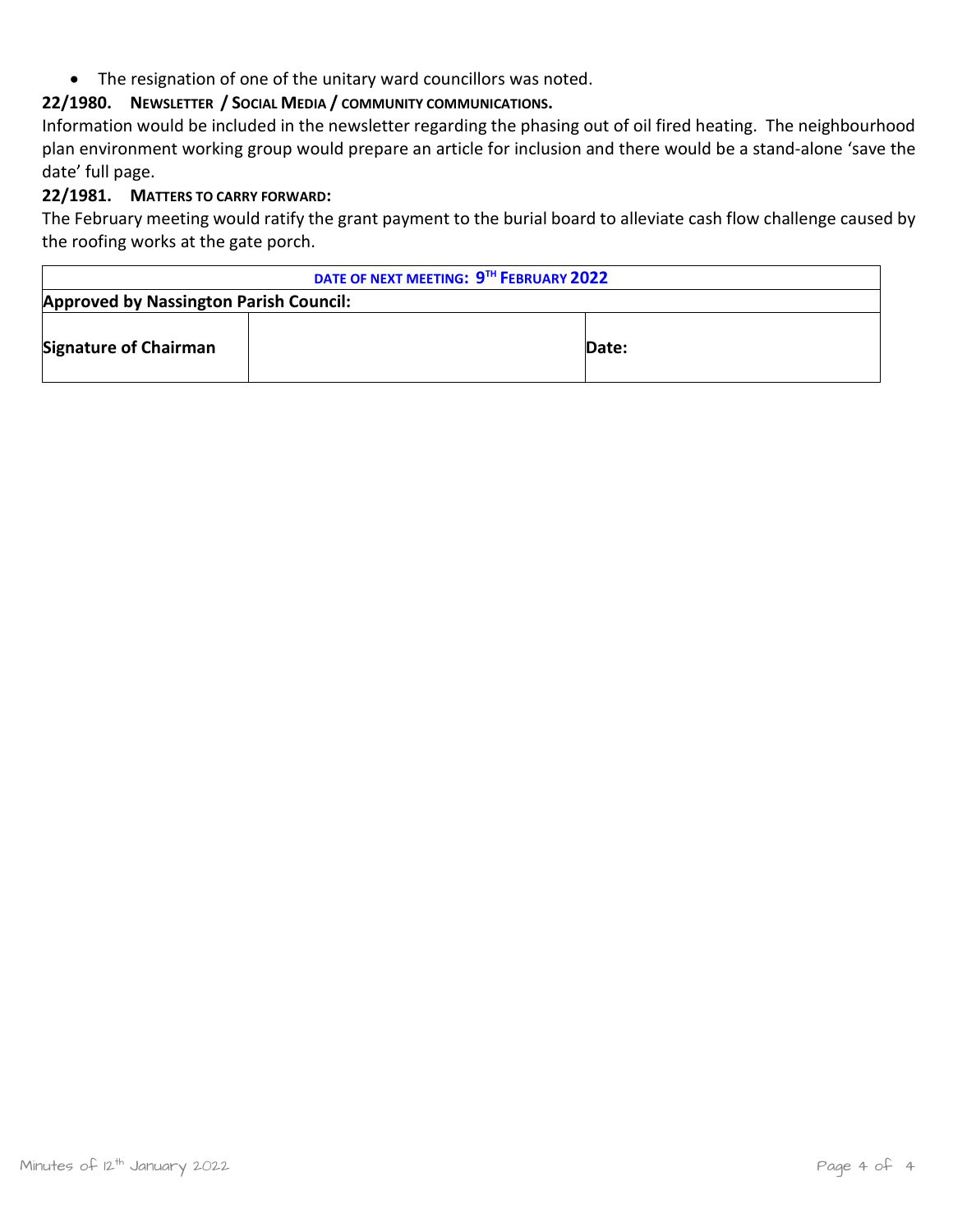- The resignation of one of the unitary ward councillors was noted.

### 22/1980. NEWSLETTER / SOCIAL MEDIA / COMMUNITY COMMUNICATIONS.

Information would be included in the newsletter regarding the phasing out of oil fired heating. The neighbourhood plan environment working group would prepare an article for inclusion and there would be a stand-alone 'save the date' full page.

### 22/1981. MATTERS TO CARRY FORWARD:

The February meeting would ratify the grant payment to the burial board to alleviate cash flow challenge caused by the roofing works at the gate porch.

| | | |
|---|---|---|
| **DATE OF NEXT MEETING: 9TH FEBRUARY 2022** | | |
| **Approved by Nassington Parish Council:** | | |
| **Signature of Chairman** | | **Date:** |